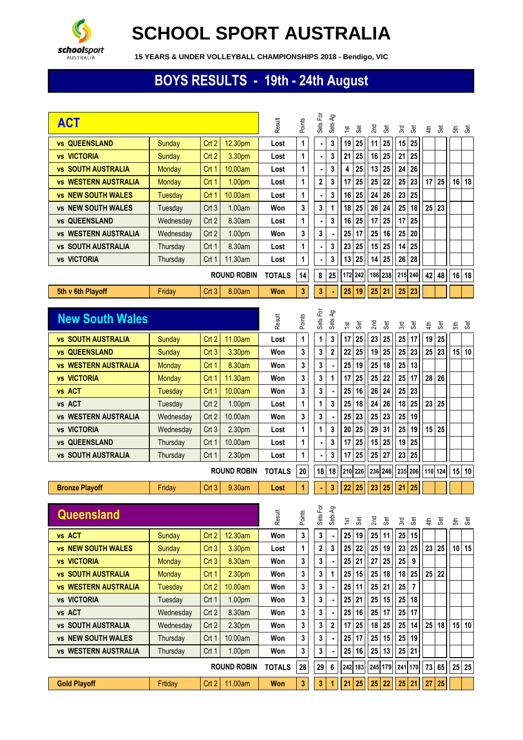# SCHOOL SPORT AUSTRALIA

**15 YEARS & UNDER VOLLEYBALL CHAMPIONSHIPS 2018 - Bendigo, VIC**

## BOYS RESULTS - 19th - 24th August

### ACT

| ACT | | | | Result | Points | Sets For | Sets Ag | 1st | Set | 2nd | Set | 3rd | Set | 4th | Set | 5th | Set |
|---|---|---|---|---|---|---|---|---|---|---|---|---|---|---|---|---|---|
| vs QUEENSLAND | Sunday | Crt 2 | 12.30pm | Lost | 1 | - | 3 | 19 | 25 | 11 | 25 | 15 | 25 | | | | |
| vs VICTORIA | Sunday | Crt 2 | 3.30pm | Lost | 1 | - | 3 | 21 | 25 | 16 | 25 | 21 | 25 | | | | |
| vs SOUTH AUSTRALIA | Monday | Crt 1 | 10.00am | Lost | 1 | - | 3 | 4 | 25 | 13 | 25 | 24 | 26 | | | | |
| vs WESTERN AUSTRALIA | Monday | Crt 1 | 1.00pm | Lost | 1 | 2 | 3 | 17 | 25 | 25 | 22 | 25 | 23 | 17 | 25 | 16 | 18 |
| vs NEW SOUTH WALES | Tuesday | Crt 1 | 10.00am | Lost | 1 | - | 3 | 16 | 25 | 24 | 26 | 23 | 25 | | | | |
| vs NEW SOUTH WALES | Tuesday | Crt 3 | 1.00am | Won | 3 | 3 | 1 | 18 | 25 | 26 | 24 | 25 | 18 | 25 | 23 | | |
| vs QUEENSLAND | Wednesday | Crt 2 | 8.30am | Lost | 1 | - | 3 | 16 | 25 | 17 | 25 | 17 | 25 | | | | |
| vs WESTERN AUSTRALIA | Wednesday | Crt 2 | 1.00pm | Won | 3 | 3 | - | 25 | 17 | 25 | 16 | 25 | 20 | | | | |
| vs SOUTH AUSTRALIA | Thursday | Crt 1 | 8.30am | Lost | 1 | - | 3 | 23 | 25 | 15 | 25 | 14 | 25 | | | | |
| vs VICTORIA | Thursday | Crt 1 | 11.30am | Lost | 1 | - | 3 | 13 | 25 | 14 | 25 | 26 | 28 | | | | |
| | | | ROUND ROBIN | TOTALS | 14 | 8 | 25 | 172 | 242 | 186 | 238 | 215 | 240 | 42 | 48 | 16 | 18 |
| 5th v 6th Playoff | Friday | Crt 3 | 8.00am | Won | 3 | 3 | - | 25 | 19 | 25 | 21 | 25 | 23 | | | | |

### New South Wales

| New South Wales | | | | Result | Points | Sets For | Sets Ag | 1st | Set | 2nd | Set | 3rd | Set | 4th | Set | 5th | Set |
|---|---|---|---|---|---|---|---|---|---|---|---|---|---|---|---|---|---|
| vs SOUTH AUSTRALIA | Sunday | Crt 2 | 11.00am | Lost | 1 | 1 | 3 | 17 | 25 | 23 | 25 | 25 | 17 | 19 | 25 | | |
| vs QUEENSLAND | Sunday | Crt 3 | 3.30pm | Won | 3 | 3 | 2 | 22 | 25 | 19 | 25 | 25 | 23 | 25 | 23 | 15 | 10 |
| vs WESTERN AUSTRALIA | Monday | Crt 1 | 8.30am | Won | 3 | 3 | - | 25 | 19 | 25 | 18 | 25 | 13 | | | | |
| vs VICTORIA | Monday | Crt 1 | 11.30am | Won | 3 | 3 | 1 | 17 | 25 | 25 | 22 | 25 | 17 | 28 | 26 | | |
| vs ACT | Tuesday | Crt 1 | 10.00am | Won | 3 | 3 | - | 25 | 16 | 26 | 24 | 25 | 23 | | | | |
| vs ACT | Tuesday | Crt 2 | 1.00pm | Lost | 1 | 1 | 3 | 25 | 18 | 24 | 26 | 18 | 25 | 23 | 25 | | |
| vs WESTERN AUSTRALIA | Wednesday | Crt 2 | 10.00am | Won | 3 | 3 | - | 25 | 23 | 25 | 23 | 25 | 19 | | | | |
| vs VICTORIA | Wednesday | Crt 3 | 2.30pm | Lost | 1 | 1 | 3 | 20 | 25 | 29 | 31 | 25 | 19 | 15 | 25 | | |
| vs QUEENSLAND | Thursday | Crt 1 | 10.00am | Lost | 1 | - | 3 | 17 | 25 | 15 | 25 | 19 | 25 | | | | |
| vs SOUTH AUSTRALIA | Thursday | Crt 1 | 2.30pm | Lost | 1 | - | 3 | 17 | 25 | 25 | 27 | 23 | 25 | | | | |
| | | | ROUND ROBIN | TOTALS | 20 | 18 | 18 | 210 | 226 | 236 | 246 | 235 | 206 | 110 | 124 | 15 | 10 |
| Bronze Playoff | Friday | Crt 3 | 9.30am | Lost | 1 | - | 3 | 22 | 25 | 23 | 25 | 21 | 25 | | | | |

### Queensland

| Queensland | | | | Result | Points | Sets For | Sets Ag | 1st | Set | 2nd | Set | 3rd | Set | 4th | Set | 5th | Set |
|---|---|---|---|---|---|---|---|---|---|---|---|---|---|---|---|---|---|
| vs ACT | Sunday | Crt 2 | 12.30am | Won | 3 | 3 | - | 25 | 19 | 25 | 11 | 25 | 15 | | | | |
| vs NEW SOUTH WALES | Sunday | Crt 3 | 3.30pm | Lost | 1 | 2 | 3 | 25 | 22 | 25 | 19 | 23 | 25 | 23 | 25 | 10 | 15 |
| vs VICTORIA | Monday | Crt 3 | 8.30am | Won | 3 | 3 | - | 25 | 21 | 27 | 25 | 25 | 9 | | | | |
| vs SOUTH AUSTRALIA | Monday | Crt 1 | 2.30pm | Won | 3 | 3 | 1 | 25 | 15 | 25 | 18 | 18 | 25 | 25 | 22 | | |
| vs WESTERN AUSTRALIA | Tuesday | Crt 2 | 10.00am | Won | 3 | 3 | - | 25 | 11 | 25 | 21 | 25 | 7 | | | | |
| vs VICTORIA | Tuesday | Crt 1 | 1.00pm | Won | 3 | 3 | - | 25 | 21 | 25 | 15 | 25 | 18 | | | | |
| vs ACT | Wednesday | Crt 2 | 8.30am | Won | 3 | 3 | - | 25 | 16 | 25 | 17 | 25 | 17 | | | | |
| vs SOUTH AUSTRALIA | Wednesday | Crt 2 | 2.30pm | Won | 3 | 3 | 2 | 17 | 25 | 18 | 25 | 25 | 14 | 25 | 18 | 15 | 10 |
| vs NEW SOUTH WALES | Thursday | Crt 1 | 10.00am | Won | 3 | 3 | - | 25 | 17 | 25 | 15 | 25 | 19 | | | | |
| vs WESTERN AUSTRALIA | Thursday | Crt 1 | 1.00pm | Won | 3 | 3 | - | 25 | 16 | 25 | 13 | 25 | 21 | | | | |
| | | | ROUND ROBIN | TOTALS | 28 | 29 | 6 | 242 | 183 | 245 | 179 | 241 | 170 | 73 | 65 | 25 | 25 |
| Gold Playoff | Frtiday | Crt 2 | 11.00am | Won | 3 | 3 | 1 | 21 | 25 | 25 | 22 | 25 | 21 | 27 | 25 | | |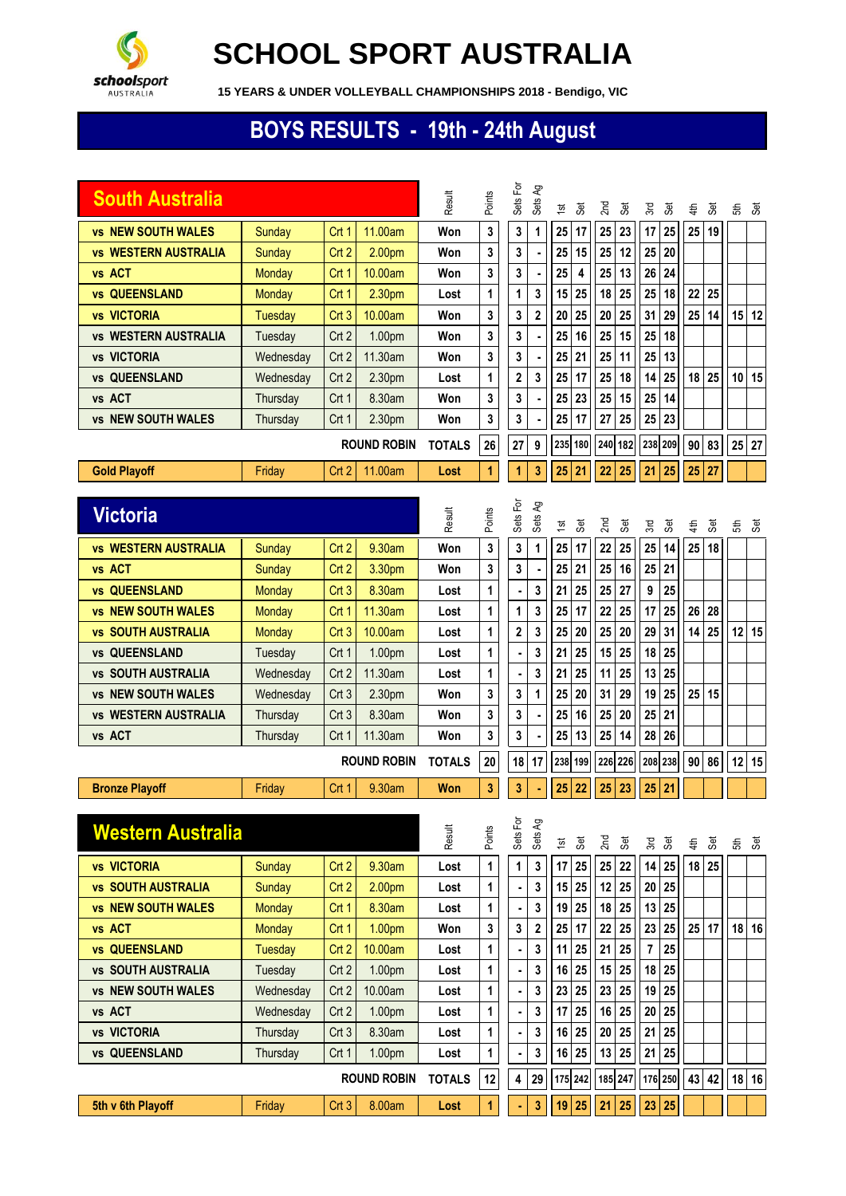# SCHOOL SPORT AUSTRALIA

**15 YEARS & UNDER VOLLEYBALL CHAMPIONSHIPS 2018 - Bendigo, VIC**

## BOYS RESULTS - 19th - 24th August

### South Australia

| South Australia | | | | Result | Points | Sets For | Sets Ag | 1st | Set | 2nd | Set | 3rd | Set | 4th | Set | 5th | Set |
|---|---|---|---|---|---|---|---|---|---|---|---|---|---|---|---|---|---|
| vs NEW SOUTH WALES | Sunday | Crt 1 | 11.00am | Won | 3 | 3 | 1 | 25 | 17 | 25 | 23 | 17 | 25 | 25 | 19 | | |
| vs WESTERN AUSTRALIA | Sunday | Crt 2 | 2.00pm | Won | 3 | 3 | - | 25 | 15 | 25 | 12 | 25 | 20 | | | | |
| vs ACT | Monday | Crt 1 | 10.00am | Won | 3 | 3 | - | 25 | 4 | 25 | 13 | 26 | 24 | | | | |
| vs QUEENSLAND | Monday | Crt 1 | 2.30pm | Lost | 1 | 1 | 3 | 15 | 25 | 18 | 25 | 25 | 18 | 22 | 25 | | |
| vs VICTORIA | Tuesday | Crt 3 | 10.00am | Won | 3 | 3 | 2 | 20 | 25 | 20 | 25 | 31 | 29 | 25 | 14 | 15 | 12 |
| vs WESTERN AUSTRALIA | Tuesday | Crt 2 | 1.00pm | Won | 3 | 3 | - | 25 | 16 | 25 | 15 | 25 | 18 | | | | |
| vs VICTORIA | Wednesday | Crt 2 | 11.30am | Won | 3 | 3 | - | 25 | 21 | 25 | 11 | 25 | 13 | | | | |
| vs QUEENSLAND | Wednesday | Crt 2 | 2.30pm | Lost | 1 | 2 | 3 | 25 | 17 | 25 | 18 | 14 | 25 | 18 | 25 | 10 | 15 |
| vs ACT | Thursday | Crt 1 | 8.30am | Won | 3 | 3 | - | 25 | 23 | 25 | 15 | 25 | 14 | | | | |
| vs NEW SOUTH WALES | Thursday | Crt 1 | 2.30pm | Won | 3 | 3 | - | 25 | 17 | 27 | 25 | 25 | 23 | | | | |
| | | | ROUND ROBIN | TOTALS | 26 | 27 | 9 | 235 | 180 | 240 | 182 | 238 | 209 | 90 | 83 | 25 | 27 |
| Gold Playoff | Friday | Crt 2 | 11.00am | Lost | 1 | 1 | 3 | 25 | 21 | 22 | 25 | 21 | 25 | 25 | 27 | | |

### Victoria

| Victoria | | | | Result | Points | Sets For | Sets Ag | 1st | Set | 2nd | Set | 3rd | Set | 4th | Set | 5th | Set |
|---|---|---|---|---|---|---|---|---|---|---|---|---|---|---|---|---|---|
| vs WESTERN AUSTRALIA | Sunday | Crt 2 | 9.30am | Won | 3 | 3 | 1 | 25 | 17 | 22 | 25 | 25 | 14 | 25 | 18 | | |
| vs ACT | Sunday | Crt 2 | 3.30pm | Won | 3 | 3 | - | 25 | 21 | 25 | 16 | 25 | 21 | | | | |
| vs QUEENSLAND | Monday | Crt 3 | 8.30am | Lost | 1 | - | 3 | 21 | 25 | 25 | 27 | 9 | 25 | | | | |
| vs NEW SOUTH WALES | Monday | Crt 1 | 11.30am | Lost | 1 | 1 | 3 | 25 | 17 | 22 | 25 | 17 | 25 | 26 | 28 | | |
| vs SOUTH AUSTRALIA | Monday | Crt 3 | 10.00am | Lost | 1 | 2 | 3 | 25 | 20 | 25 | 20 | 29 | 31 | 14 | 25 | 12 | 15 |
| vs QUEENSLAND | Tuesday | Crt 1 | 1.00pm | Lost | 1 | - | 3 | 21 | 25 | 15 | 25 | 18 | 25 | | | | |
| vs SOUTH AUSTRALIA | Wednesday | Crt 2 | 11.30am | Lost | 1 | - | 3 | 21 | 25 | 11 | 25 | 13 | 25 | | | | |
| vs NEW SOUTH WALES | Wednesday | Crt 3 | 2.30pm | Won | 3 | 3 | 1 | 25 | 20 | 31 | 29 | 19 | 25 | 25 | 15 | | |
| vs WESTERN AUSTRALIA | Thursday | Crt 3 | 8.30am | Won | 3 | 3 | - | 25 | 16 | 25 | 20 | 25 | 21 | | | | |
| vs ACT | Thursday | Crt 1 | 11.30am | Won | 3 | 3 | - | 25 | 13 | 25 | 14 | 28 | 26 | | | | |
| | | | ROUND ROBIN | TOTALS | 20 | 18 | 17 | 238 | 199 | 226 | 226 | 208 | 238 | 90 | 86 | 12 | 15 |
| Bronze Playoff | Friday | Crt 1 | 9.30am | Won | 3 | 3 | - | 25 | 22 | 25 | 23 | 25 | 21 | | | | |

### Western Australia

| Western Australia | | | | Result | Points | Sets For | Sets Ag | 1st | Set | 2nd | Set | 3rd | Set | 4th | Set | 5th | Set |
|---|---|---|---|---|---|---|---|---|---|---|---|---|---|---|---|---|---|
| vs VICTORIA | Sunday | Crt 2 | 9.30am | Lost | 1 | 1 | 3 | 17 | 25 | 25 | 22 | 14 | 25 | 18 | 25 | | |
| vs SOUTH AUSTRALIA | Sunday | Crt 2 | 2.00pm | Lost | 1 | - | 3 | 15 | 25 | 12 | 25 | 20 | 25 | | | | |
| vs NEW SOUTH WALES | Monday | Crt 1 | 8.30am | Lost | 1 | - | 3 | 19 | 25 | 18 | 25 | 13 | 25 | | | | |
| vs ACT | Monday | Crt 1 | 1.00pm | Won | 3 | 3 | 2 | 25 | 17 | 22 | 25 | 23 | 25 | 25 | 17 | 18 | 16 |
| vs QUEENSLAND | Tuesday | Crt 2 | 10.00am | Lost | 1 | - | 3 | 11 | 25 | 21 | 25 | 7 | 25 | | | | |
| vs SOUTH AUSTRALIA | Tuesday | Crt 2 | 1.00pm | Lost | 1 | - | 3 | 16 | 25 | 15 | 25 | 18 | 25 | | | | |
| vs NEW SOUTH WALES | Wednesday | Crt 2 | 10.00am | Lost | 1 | - | 3 | 23 | 25 | 23 | 25 | 19 | 25 | | | | |
| vs ACT | Wednesday | Crt 2 | 1.00pm | Lost | 1 | - | 3 | 17 | 25 | 16 | 25 | 20 | 25 | | | | |
| vs VICTORIA | Thursday | Crt 3 | 8.30am | Lost | 1 | - | 3 | 16 | 25 | 20 | 25 | 21 | 25 | | | | |
| vs QUEENSLAND | Thursday | Crt 1 | 1.00pm | Lost | 1 | - | 3 | 16 | 25 | 13 | 25 | 21 | 25 | | | | |
| | | | ROUND ROBIN | TOTALS | 12 | 4 | 29 | 175 | 242 | 185 | 247 | 176 | 250 | 43 | 42 | 18 | 16 |
| 5th v 6th Playoff | Friday | Crt 3 | 8.00am | Lost | 1 | - | 3 | 19 | 25 | 21 | 25 | 23 | 25 | | | | |